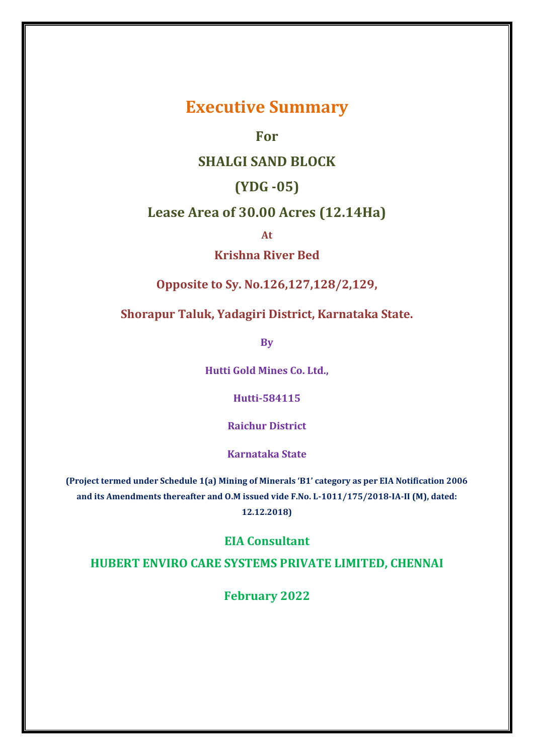# Executive Summary

## For

## SHALGI SAND BLOCK

## (YDG -05)

## Lease Area of 30.00 Acres (12.14Ha)

**At**

**Krishna River Bed**

**Opposite to Sy. No.126,127,128/2,129,**

**Shorapur Taluk, Yadagiri District, Karnataka State.**

**By**

**Hutti Gold Mines Co. Ltd.,**

**Hutti-584115**

**Raichur District**

**Karnataka State**

**(Project termed under Schedule 1(a) Mining of Minerals 'B1' category as per EIA Notification 2006 and its Amendments thereafter and O.M issued vide F.No. L-1011/175/2018-IA-II (M), dated: 12.12.2018)**

**EIA Consultant**

**HUBERT ENVIRO CARE SYSTEMS PRIVATE LIMITED, CHENNAI**

**February 2022**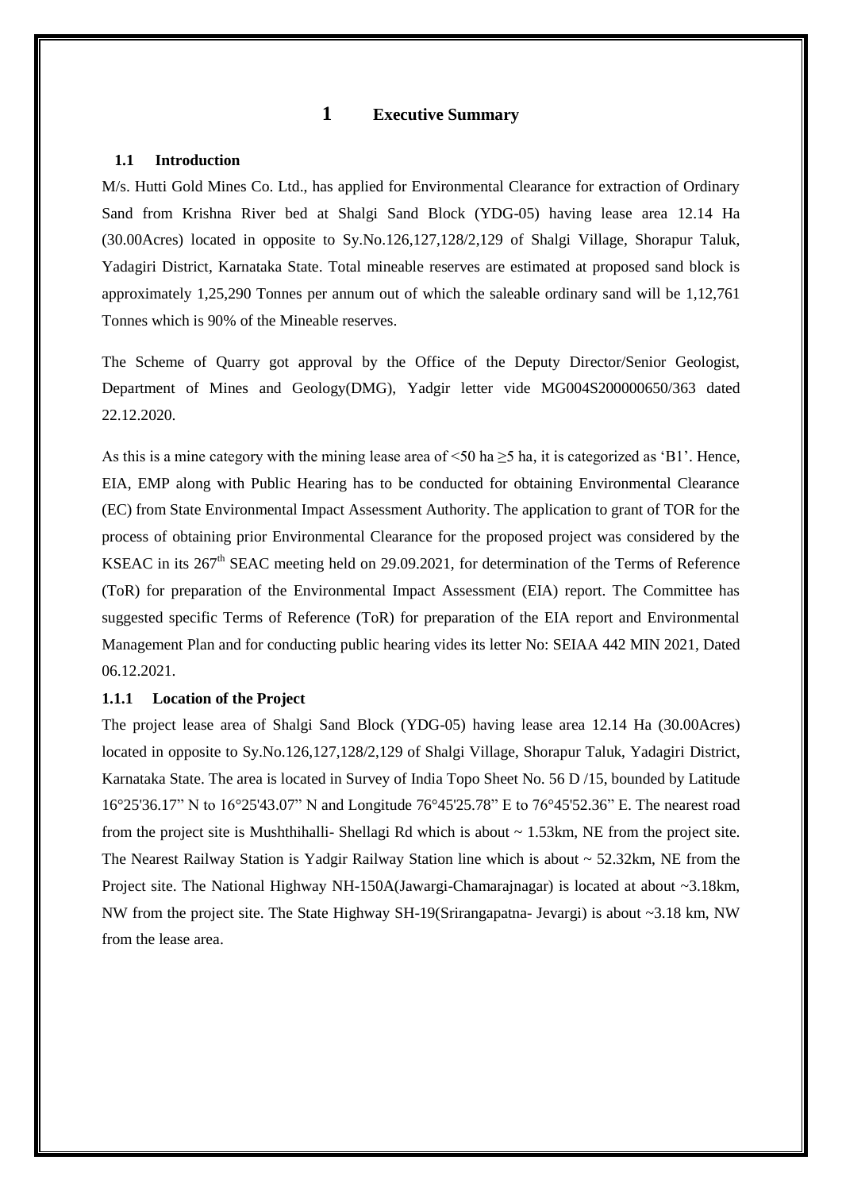# 1 Executive Summary

## 1.1 Introduction

M/s. Hutti Gold Mines Co. Ltd., has applied for Environmental Clearance for extraction of Ordinary Sand from Krishna River bed at Shalgi Sand Block (YDG-05) having lease area 12.14 Ha (30.00Acres) located in opposite to Sy.No.126,127,128/2,129 of Shalgi Village, Shorapur Taluk, Yadagiri District, Karnataka State. Total mineable reserves are estimated at proposed sand block is approximately 1,25,290 Tonnes per annum out of which the saleable ordinary sand will be 1,12,761 Tonnes which is 90% of the Mineable reserves.

The Scheme of Quarry got approval by the Office of the Deputy Director/Senior Geologist, Department of Mines and Geology(DMG), Yadgir letter vide MG004S200000650/363 dated 22.12.2020.

As this is a mine category with the mining lease area of <50 ha ≥5 ha, it is categorized as 'B1'. Hence, EIA, EMP along with Public Hearing has to be conducted for obtaining Environmental Clearance (EC) from State Environmental Impact Assessment Authority. The application to grant of TOR for the process of obtaining prior Environmental Clearance for the proposed project was considered by the KSEAC in its 267th SEAC meeting held on 29.09.2021, for determination of the Terms of Reference (ToR) for preparation of the Environmental Impact Assessment (EIA) report. The Committee has suggested specific Terms of Reference (ToR) for preparation of the EIA report and Environmental Management Plan and for conducting public hearing vides its letter No: SEIAA 442 MIN 2021, Dated 06.12.2021.

### 1.1.1 Location of the Project

The project lease area of Shalgi Sand Block (YDG-05) having lease area 12.14 Ha (30.00Acres) located in opposite to Sy.No.126,127,128/2,129 of Shalgi Village, Shorapur Taluk, Yadagiri District, Karnataka State. The area is located in Survey of India Topo Sheet No. 56 D /15, bounded by Latitude 16°25'36.17" N to 16°25'43.07" N and Longitude 76°45'25.78" E to 76°45'52.36" E. The nearest road from the project site is Mushthihalli- Shellagi Rd which is about ~ 1.53km, NE from the project site. The Nearest Railway Station is Yadgir Railway Station line which is about ~ 52.32km, NE from the Project site. The National Highway NH-150A(Jawargi-Chamarajnagar) is located at about ~3.18km, NW from the project site. The State Highway SH-19(Srirangapatna- Jevargi) is about ~3.18 km, NW from the lease area.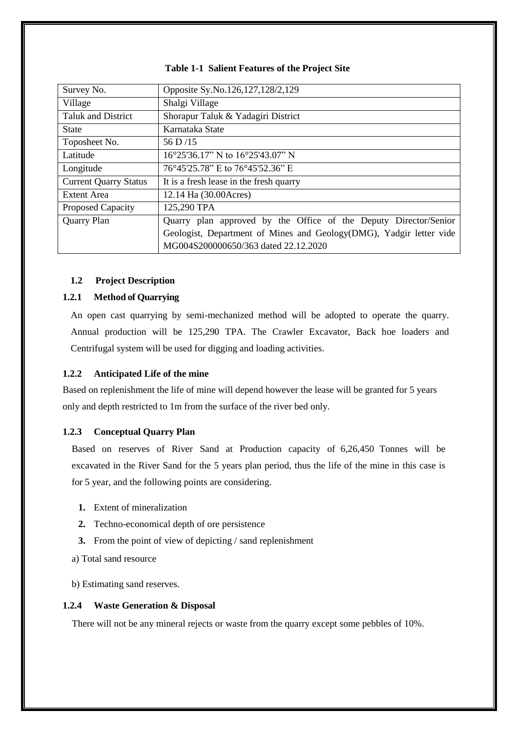**Table 1-1 Salient Features of the Project Site**

| Survey No. | Opposite Sy.No.126,127,128/2,129 |
|---|---|
| Village | Shalgi Village |
| Taluk and District | Shorapur Taluk & Yadagiri District |
| State | Karnataka State |
| Toposheet No. | 56 D /15 |
| Latitude | 16°25'36.17" N to 16°25'43.07" N |
| Longitude | 76°45'25.78" E to 76°45'52.36" E |
| Current Quarry Status | It is a fresh lease in the fresh quarry |
| Extent Area | 12.14 Ha (30.00Acres) |
| Proposed Capacity | 125,290 TPA |
| Quarry Plan | Quarry plan approved by the Office of the Deputy Director/Senior Geologist, Department of Mines and Geology(DMG), Yadgir letter vide MG004S200000650/363 dated 22.12.2020 |

## 1.2 Project Description

### 1.2.1 Method of Quarrying

An open cast quarrying by semi-mechanized method will be adopted to operate the quarry. Annual production will be 125,290 TPA. The Crawler Excavator, Back hoe loaders and Centrifugal system will be used for digging and loading activities.

### 1.2.2 Anticipated Life of the mine

Based on replenishment the life of mine will depend however the lease will be granted for 5 years only and depth restricted to 1m from the surface of the river bed only.

### 1.2.3 Conceptual Quarry Plan

Based on reserves of River Sand at Production capacity of 6,26,450 Tonnes will be excavated in the River Sand for the 5 years plan period, thus the life of the mine in this case is for 5 year, and the following points are considering.

1. Extent of mineralization
2. Techno-economical depth of ore persistence
3. From the point of view of depicting / sand replenishment

a) Total sand resource

b) Estimating sand reserves.

### 1.2.4 Waste Generation & Disposal

There will not be any mineral rejects or waste from the quarry except some pebbles of 10%.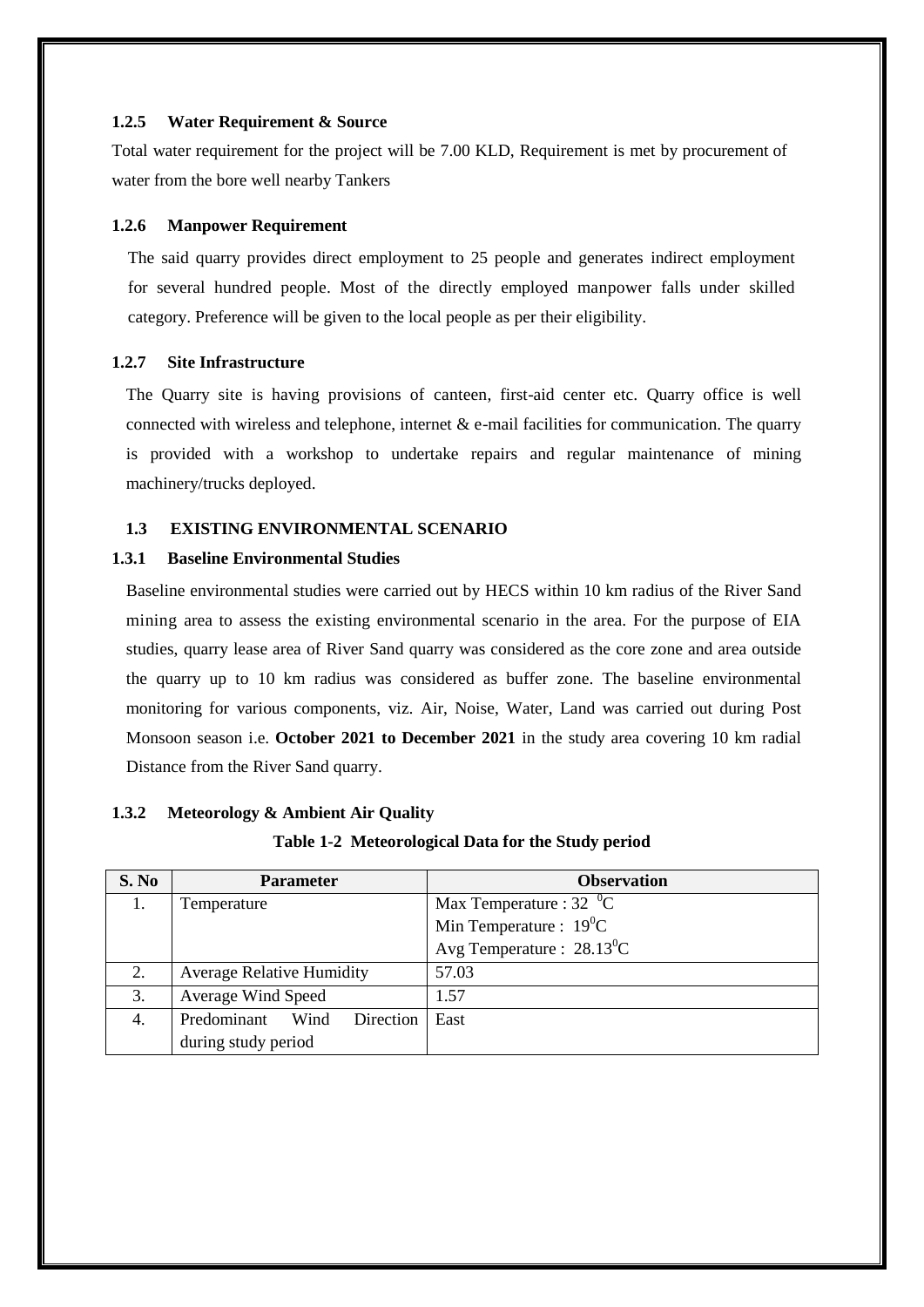### 1.2.5 Water Requirement & Source

Total water requirement for the project will be 7.00 KLD, Requirement is met by procurement of water from the bore well nearby Tankers

### 1.2.6 Manpower Requirement

The said quarry provides direct employment to 25 people and generates indirect employment for several hundred people. Most of the directly employed manpower falls under skilled category. Preference will be given to the local people as per their eligibility.

### 1.2.7 Site Infrastructure

The Quarry site is having provisions of canteen, first-aid center etc. Quarry office is well connected with wireless and telephone, internet & e-mail facilities for communication. The quarry is provided with a workshop to undertake repairs and regular maintenance of mining machinery/trucks deployed.

## 1.3 EXISTING ENVIRONMENTAL SCENARIO

### 1.3.1 Baseline Environmental Studies

Baseline environmental studies were carried out by HECS within 10 km radius of the River Sand mining area to assess the existing environmental scenario in the area. For the purpose of EIA studies, quarry lease area of River Sand quarry was considered as the core zone and area outside the quarry up to 10 km radius was considered as buffer zone. The baseline environmental monitoring for various components, viz. Air, Noise, Water, Land was carried out during Post Monsoon season i.e. **October 2021 to December 2021** in the study area covering 10 km radial Distance from the River Sand quarry.

### 1.3.2 Meteorology & Ambient Air Quality

**Table 1-2 Meteorological Data for the Study period**

| S. No | Parameter | Observation |
|---|---|---|
| 1. | Temperature | Max Temperature : 32 $^0$C |
| | | Min Temperature : 19$^0$C |
| | | Avg Temperature : 28.13$^0$C |
| 2. | Average Relative Humidity | 57.03 |
| 3. | Average Wind Speed | 1.57 |
| 4. | Predominant Wind Direction during study period | East |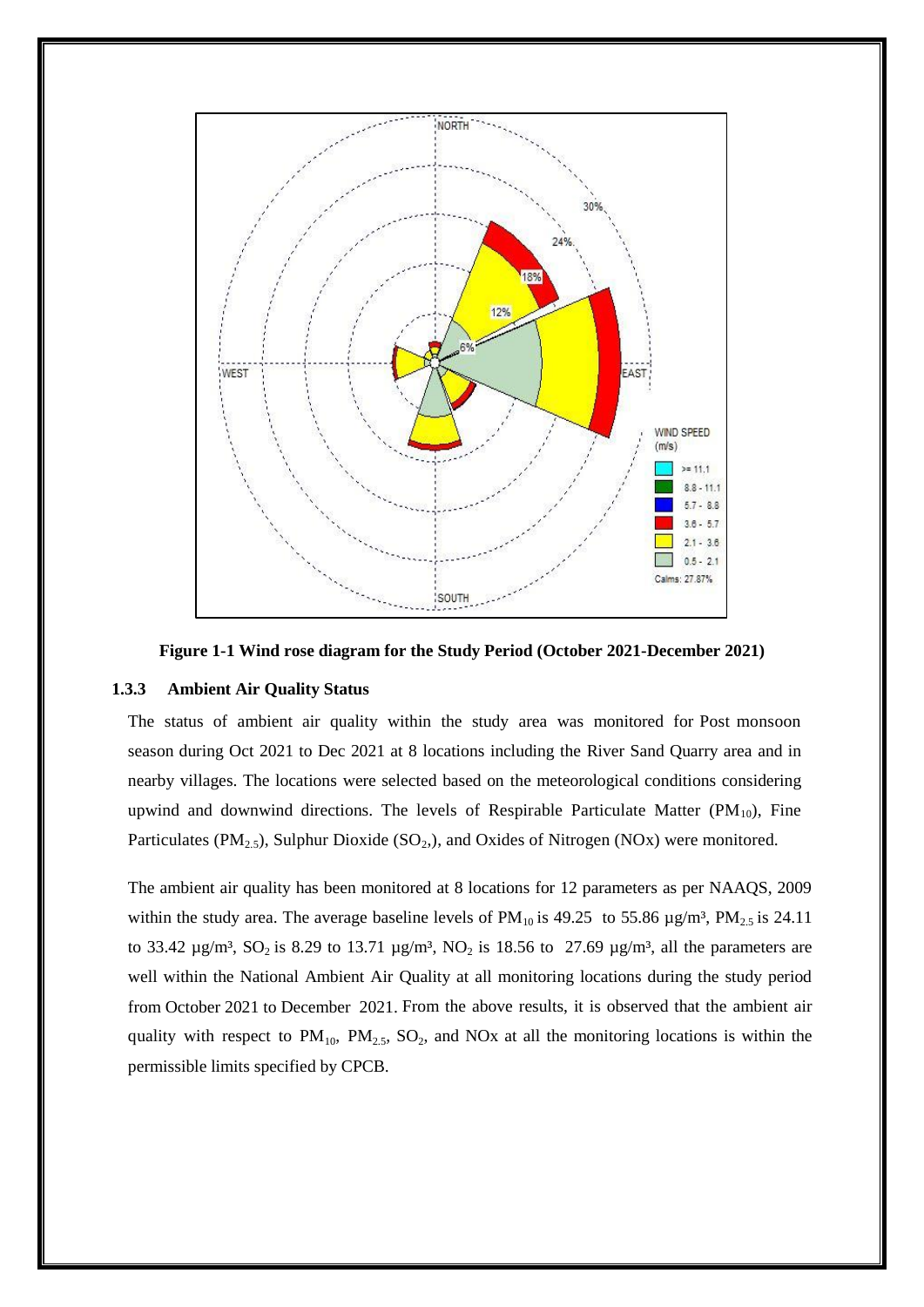**Figure 1-1 Wind rose diagram for the Study Period (October 2021-December 2021)**

### 1.3.3 Ambient Air Quality Status

The status of ambient air quality within the study area was monitored for Post monsoon season during Oct 2021 to Dec 2021 at 8 locations including the River Sand Quarry area and in nearby villages. The locations were selected based on the meteorological conditions considering upwind and downwind directions. The levels of Respirable Particulate Matter ($PM_{10}$), Fine Particulates ($PM_{2.5}$), Sulphur Dioxide ($SO_2$,), and Oxides of Nitrogen (NOx) were monitored.

The ambient air quality has been monitored at 8 locations for 12 parameters as per NAAQS, 2009 within the study area. The average baseline levels of $PM_{10}$ is 49.25 to 55.86 µg/m³, $PM_{2.5}$ is 24.11 to 33.42 µg/m³, $SO_2$ is 8.29 to 13.71 µg/m³, $NO_2$ is 18.56 to 27.69 µg/m³, all the parameters are well within the National Ambient Air Quality at all monitoring locations during the study period from October 2021 to December 2021. From the above results, it is observed that the ambient air quality with respect to $PM_{10}$, $PM_{2.5}$, $SO_2$, and NOx at all the monitoring locations is within the permissible limits specified by CPCB.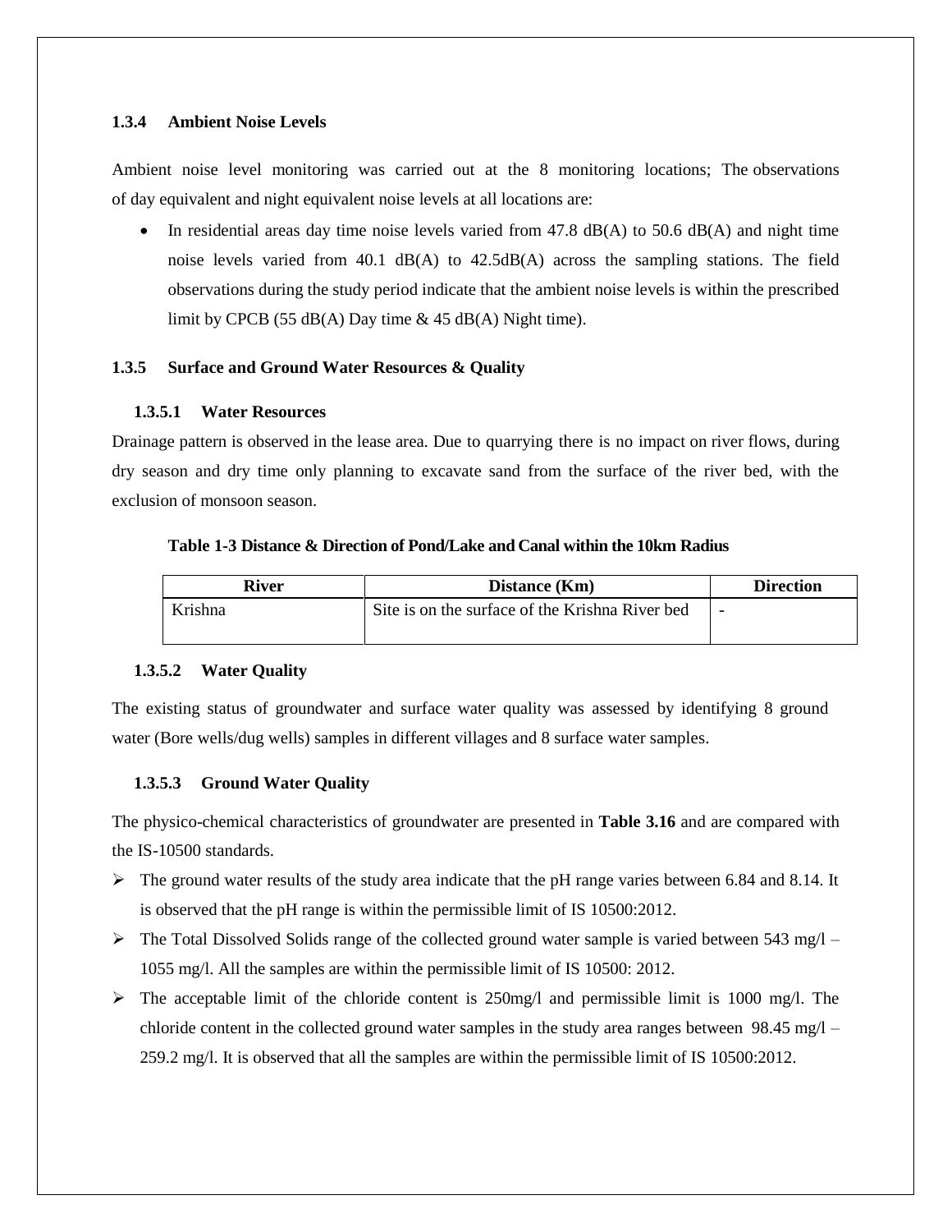### 1.3.4 Ambient Noise Levels

Ambient noise level monitoring was carried out at the 8 monitoring locations; The observations of day equivalent and night equivalent noise levels at all locations are:

- In residential areas day time noise levels varied from 47.8 dB(A) to 50.6 dB(A) and night time noise levels varied from 40.1 dB(A) to 42.5dB(A) across the sampling stations. The field observations during the study period indicate that the ambient noise levels is within the prescribed limit by CPCB (55 dB(A) Day time & 45 dB(A) Night time).

### 1.3.5 Surface and Ground Water Resources & Quality

#### 1.3.5.1 Water Resources

Drainage pattern is observed in the lease area. Due to quarrying there is no impact on river flows, during dry season and dry time only planning to excavate sand from the surface of the river bed, with the exclusion of monsoon season.

**Table 1-3 Distance & Direction of Pond/Lake and Canal within the 10km Radius**

| River | Distance (Km) | Direction |
|---|---|---|
| Krishna | Site is on the surface of the Krishna River bed | - |

#### 1.3.5.2 Water Quality

The existing status of groundwater and surface water quality was assessed by identifying 8 ground water (Bore wells/dug wells) samples in different villages and 8 surface water samples.

#### 1.3.5.3 Ground Water Quality

The physico-chemical characteristics of groundwater are presented in **Table 3.16** and are compared with the IS-10500 standards.

- The ground water results of the study area indicate that the pH range varies between 6.84 and 8.14. It is observed that the pH range is within the permissible limit of IS 10500:2012.
- The Total Dissolved Solids range of the collected ground water sample is varied between 543 mg/l – 1055 mg/l. All the samples are within the permissible limit of IS 10500: 2012.
- The acceptable limit of the chloride content is 250mg/l and permissible limit is 1000 mg/l. The chloride content in the collected ground water samples in the study area ranges between 98.45 mg/l – 259.2 mg/l. It is observed that all the samples are within the permissible limit of IS 10500:2012.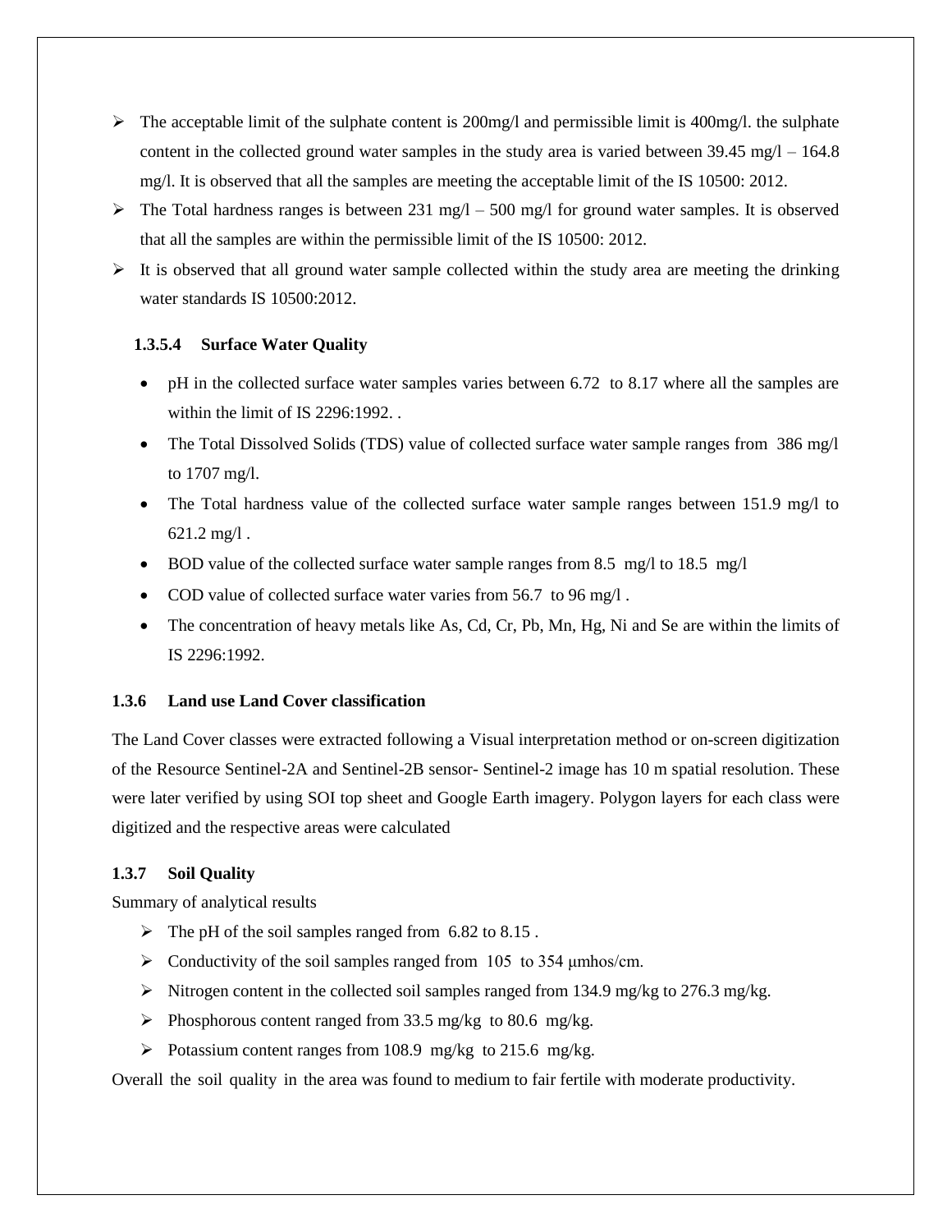- The acceptable limit of the sulphate content is 200mg/l and permissible limit is 400mg/l. the sulphate content in the collected ground water samples in the study area is varied between 39.45 mg/l – 164.8 mg/l. It is observed that all the samples are meeting the acceptable limit of the IS 10500: 2012.
- The Total hardness ranges is between 231 mg/l – 500 mg/l for ground water samples. It is observed that all the samples are within the permissible limit of the IS 10500: 2012.
- It is observed that all ground water sample collected within the study area are meeting the drinking water standards IS 10500:2012.

#### 1.3.5.4 Surface Water Quality

- pH in the collected surface water samples varies between 6.72 to 8.17 where all the samples are within the limit of IS 2296:1992. .
- The Total Dissolved Solids (TDS) value of collected surface water sample ranges from 386 mg/l to 1707 mg/l.
- The Total hardness value of the collected surface water sample ranges between 151.9 mg/l to 621.2 mg/l .
- BOD value of the collected surface water sample ranges from 8.5 mg/l to 18.5 mg/l
- COD value of collected surface water varies from 56.7 to 96 mg/l .
- The concentration of heavy metals like As, Cd, Cr, Pb, Mn, Hg, Ni and Se are within the limits of IS 2296:1992.

### 1.3.6 Land use Land Cover classification

The Land Cover classes were extracted following a Visual interpretation method or on-screen digitization of the Resource Sentinel-2A and Sentinel-2B sensor- Sentinel-2 image has 10 m spatial resolution. These were later verified by using SOI top sheet and Google Earth imagery. Polygon layers for each class were digitized and the respective areas were calculated

### 1.3.7 Soil Quality

Summary of analytical results

- The pH of the soil samples ranged from 6.82 to 8.15 .
- Conductivity of the soil samples ranged from 105 to 354 μmhos/cm.
- Nitrogen content in the collected soil samples ranged from 134.9 mg/kg to 276.3 mg/kg.
- Phosphorous content ranged from 33.5 mg/kg to 80.6 mg/kg.
- Potassium content ranges from 108.9 mg/kg to 215.6 mg/kg.

Overall the soil quality in the area was found to medium to fair fertile with moderate productivity.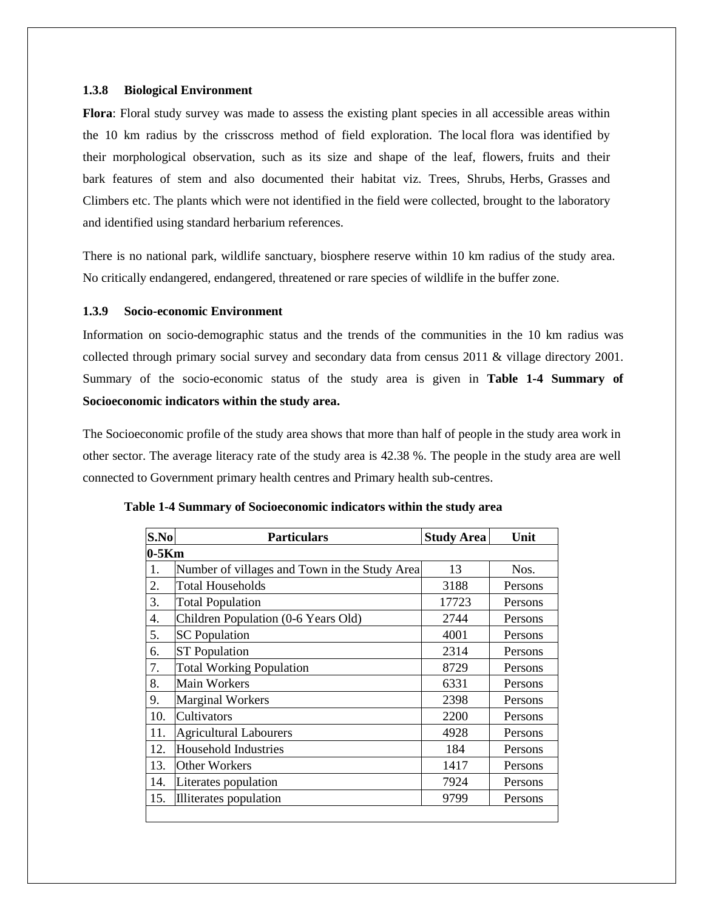### 1.3.8 Biological Environment

**Flora**: Floral study survey was made to assess the existing plant species in all accessible areas within the 10 km radius by the crisscross method of field exploration. The local flora was identified by their morphological observation, such as its size and shape of the leaf, flowers, fruits and their bark features of stem and also documented their habitat viz. Trees, Shrubs, Herbs, Grasses and Climbers etc. The plants which were not identified in the field were collected, brought to the laboratory and identified using standard herbarium references.

There is no national park, wildlife sanctuary, biosphere reserve within 10 km radius of the study area. No critically endangered, endangered, threatened or rare species of wildlife in the buffer zone.

### 1.3.9 Socio-economic Environment

Information on socio-demographic status and the trends of the communities in the 10 km radius was collected through primary social survey and secondary data from census 2011 & village directory 2001. Summary of the socio-economic status of the study area is given in **Table 1-4 Summary of Socioeconomic indicators within the study area.**

The Socioeconomic profile of the study area shows that more than half of people in the study area work in other sector. The average literacy rate of the study area is 42.38 %. The people in the study area are well connected to Government primary health centres and Primary health sub-centres.

**Table 1-4 Summary of Socioeconomic indicators within the study area**

| S.No | Particulars | Study Area | Unit |
|---|---|---|---|
| **0-5Km** | | | |
| 1. | Number of villages and Town in the Study Area | 13 | Nos. |
| 2. | Total Households | 3188 | Persons |
| 3. | Total Population | 17723 | Persons |
| 4. | Children Population (0-6 Years Old) | 2744 | Persons |
| 5. | SC Population | 4001 | Persons |
| 6. | ST Population | 2314 | Persons |
| 7. | Total Working Population | 8729 | Persons |
| 8. | Main Workers | 6331 | Persons |
| 9. | Marginal Workers | 2398 | Persons |
| 10. | Cultivators | 2200 | Persons |
| 11. | Agricultural Labourers | 4928 | Persons |
| 12. | Household Industries | 184 | Persons |
| 13. | Other Workers | 1417 | Persons |
| 14. | Literates population | 7924 | Persons |
| 15. | Illiterates population | 9799 | Persons |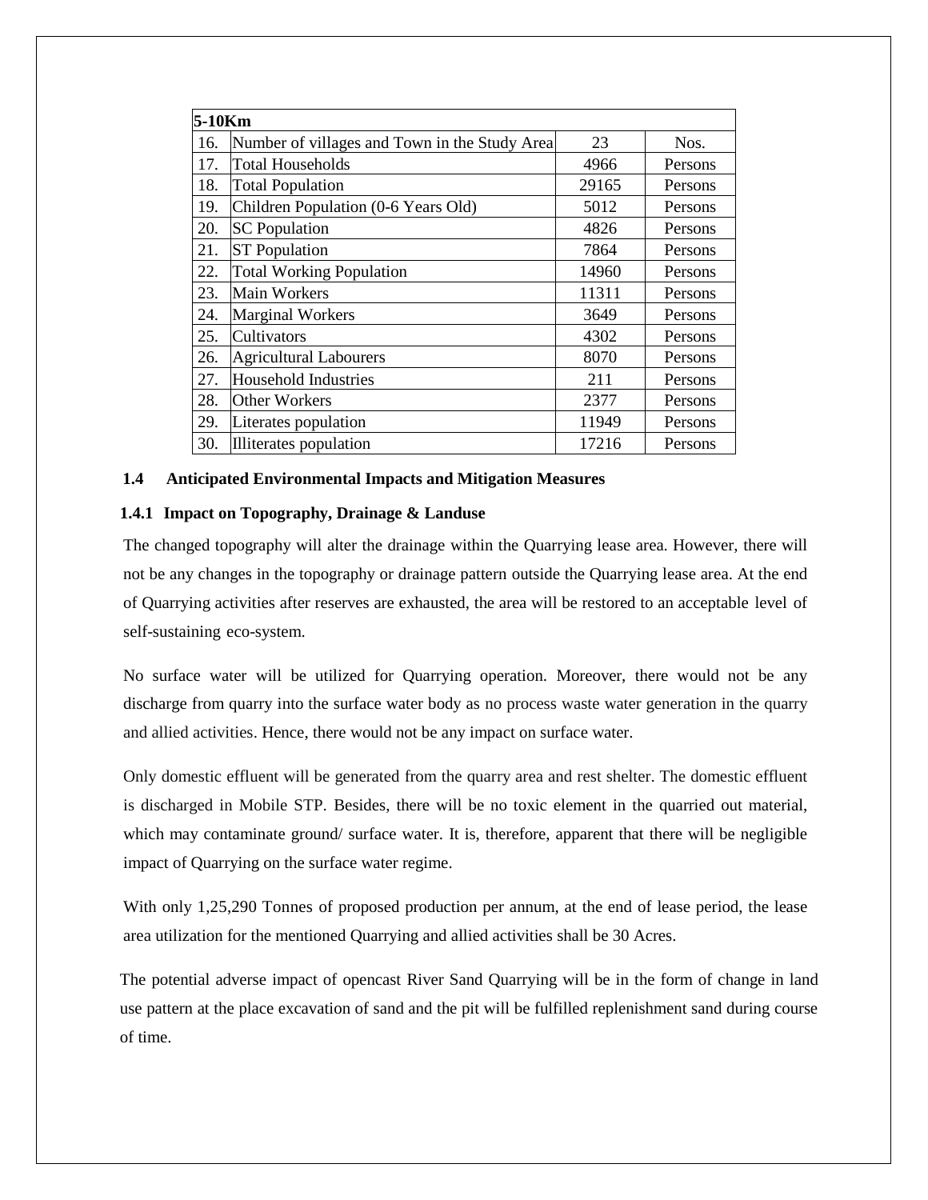| 5-10Km | | | |
|---|---|---|---|
| 16. | Number of villages and Town in the Study Area | 23 | Nos. |
| 17. | Total Households | 4966 | Persons |
| 18. | Total Population | 29165 | Persons |
| 19. | Children Population (0-6 Years Old) | 5012 | Persons |
| 20. | SC Population | 4826 | Persons |
| 21. | ST Population | 7864 | Persons |
| 22. | Total Working Population | 14960 | Persons |
| 23. | Main Workers | 11311 | Persons |
| 24. | Marginal Workers | 3649 | Persons |
| 25. | Cultivators | 4302 | Persons |
| 26. | Agricultural Labourers | 8070 | Persons |
| 27. | Household Industries | 211 | Persons |
| 28. | Other Workers | 2377 | Persons |
| 29. | Literates population | 11949 | Persons |
| 30. | Illiterates population | 17216 | Persons |

## 1.4 Anticipated Environmental Impacts and Mitigation Measures

### 1.4.1 Impact on Topography, Drainage & Landuse

The changed topography will alter the drainage within the Quarrying lease area. However, there will not be any changes in the topography or drainage pattern outside the Quarrying lease area. At the end of Quarrying activities after reserves are exhausted, the area will be restored to an acceptable level of self-sustaining eco-system.

No surface water will be utilized for Quarrying operation. Moreover, there would not be any discharge from quarry into the surface water body as no process waste water generation in the quarry and allied activities. Hence, there would not be any impact on surface water.

Only domestic effluent will be generated from the quarry area and rest shelter. The domestic effluent is discharged in Mobile STP. Besides, there will be no toxic element in the quarried out material, which may contaminate ground/ surface water. It is, therefore, apparent that there will be negligible impact of Quarrying on the surface water regime.

With only 1,25,290 Tonnes of proposed production per annum, at the end of lease period, the lease area utilization for the mentioned Quarrying and allied activities shall be 30 Acres.

The potential adverse impact of opencast River Sand Quarrying will be in the form of change in land use pattern at the place excavation of sand and the pit will be fulfilled replenishment sand during course of time.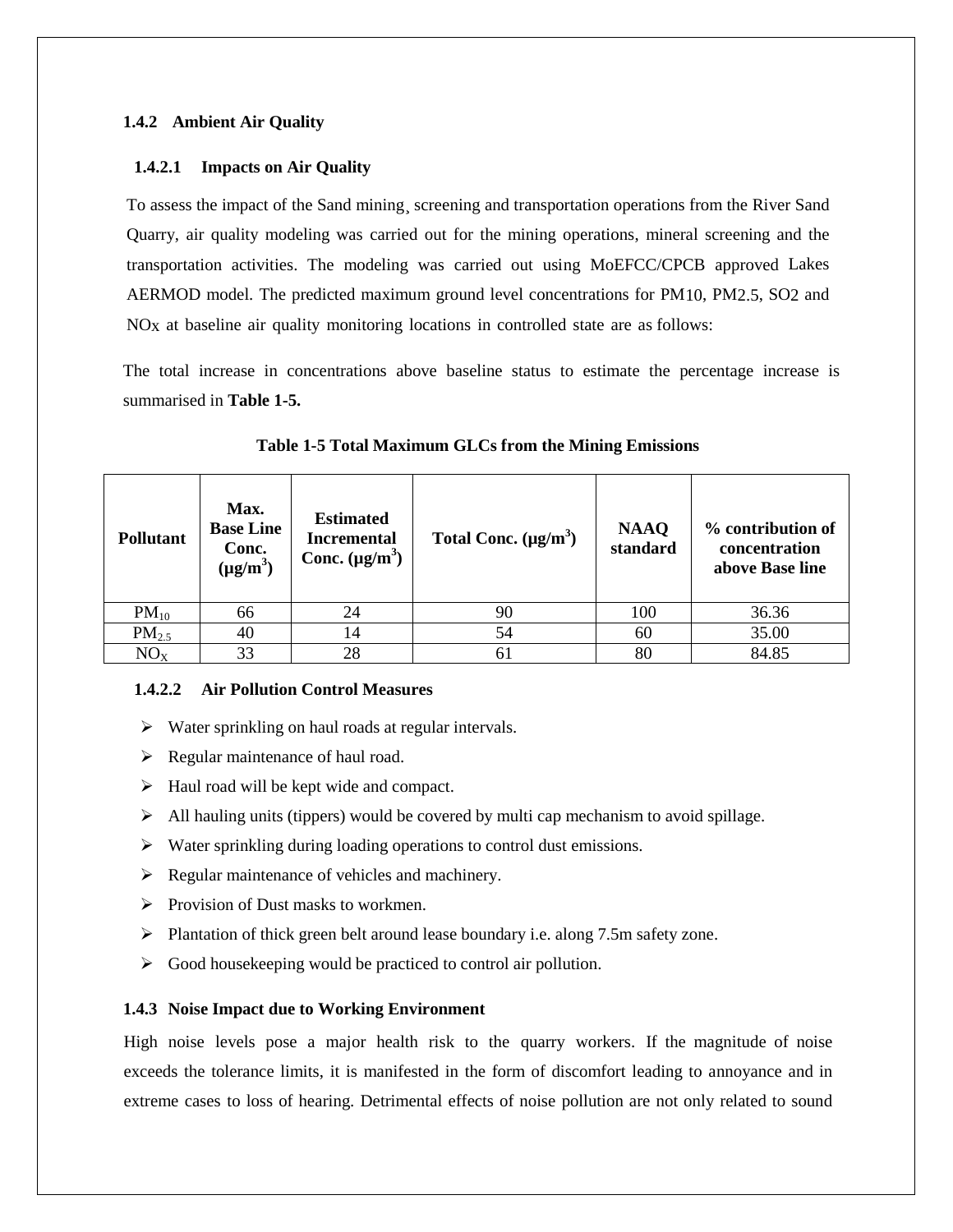### 1.4.2 Ambient Air Quality

#### 1.4.2.1 Impacts on Air Quality

To assess the impact of the Sand mining¸ screening and transportation operations from the River Sand Quarry, air quality modeling was carried out for the mining operations, mineral screening and the transportation activities. The modeling was carried out using MoEFCC/CPCB approved Lakes AERMOD model. The predicted maximum ground level concentrations for $PM_{10}$, $PM_{2.5}$, $SO_2$ and $NO_X$ at baseline air quality monitoring locations in controlled state are as follows:

The total increase in concentrations above baseline status to estimate the percentage increase is summarised in **Table 1-5.**

**Table 1-5 Total Maximum GLCs from the Mining Emissions**

| Pollutant | Max. Base Line Conc. (µg/m³) | Estimated Incremental Conc. (µg/m³) | Total Conc. (µg/m³) | NAAQ standard | % contribution of concentration above Base line |
|---|---|---|---|---|---|
| $PM_{10}$ | 66 | 24 | 90 | 100 | 36.36 |
| $PM_{2.5}$ | 40 | 14 | 54 | 60 | 35.00 |
| $NO_X$ | 33 | 28 | 61 | 80 | 84.85 |

#### 1.4.2.2 Air Pollution Control Measures

- Water sprinkling on haul roads at regular intervals.
- Regular maintenance of haul road.
- Haul road will be kept wide and compact.
- All hauling units (tippers) would be covered by multi cap mechanism to avoid spillage.
- Water sprinkling during loading operations to control dust emissions.
- Regular maintenance of vehicles and machinery.
- Provision of Dust masks to workmen.
- Plantation of thick green belt around lease boundary i.e. along 7.5m safety zone.
- Good housekeeping would be practiced to control air pollution.

### 1.4.3 Noise Impact due to Working Environment

High noise levels pose a major health risk to the quarry workers. If the magnitude of noise exceeds the tolerance limits, it is manifested in the form of discomfort leading to annoyance and in extreme cases to loss of hearing. Detrimental effects of noise pollution are not only related to sound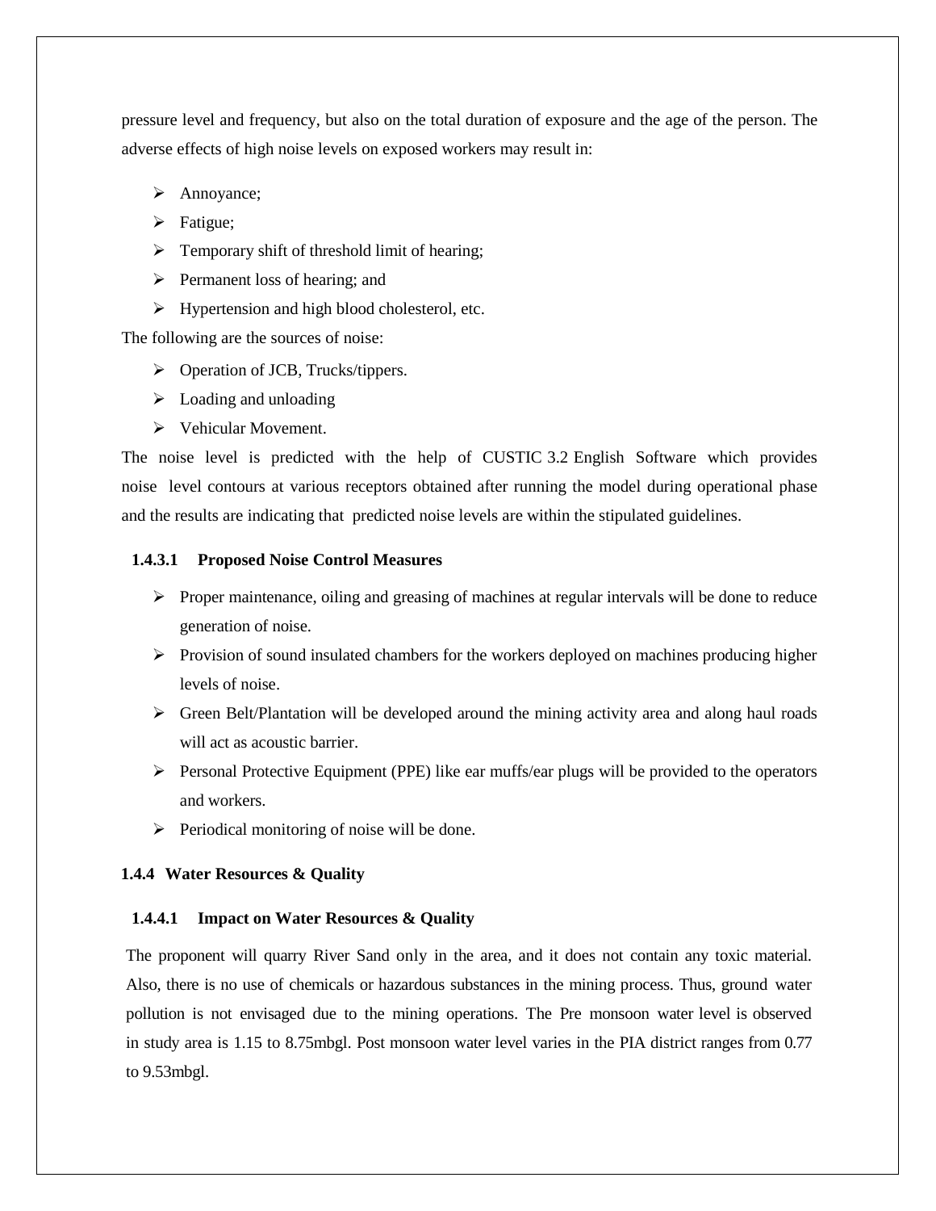pressure level and frequency, but also on the total duration of exposure and the age of the person. The adverse effects of high noise levels on exposed workers may result in:

- Annoyance;
- Fatigue;
- Temporary shift of threshold limit of hearing;
- Permanent loss of hearing; and
- Hypertension and high blood cholesterol, etc.

The following are the sources of noise:

- Operation of JCB, Trucks/tippers.
- Loading and unloading
- Vehicular Movement.

The noise level is predicted with the help of CUSTIC 3.2 English Software which provides noise level contours at various receptors obtained after running the model during operational phase and the results are indicating that predicted noise levels are within the stipulated guidelines.

#### 1.4.3.1 Proposed Noise Control Measures

- Proper maintenance, oiling and greasing of machines at regular intervals will be done to reduce generation of noise.
- Provision of sound insulated chambers for the workers deployed on machines producing higher levels of noise.
- Green Belt/Plantation will be developed around the mining activity area and along haul roads will act as acoustic barrier.
- Personal Protective Equipment (PPE) like ear muffs/ear plugs will be provided to the operators and workers.
- Periodical monitoring of noise will be done.

### 1.4.4 Water Resources & Quality

#### 1.4.4.1 Impact on Water Resources & Quality

The proponent will quarry River Sand only in the area, and it does not contain any toxic material. Also, there is no use of chemicals or hazardous substances in the mining process. Thus, ground water pollution is not envisaged due to the mining operations. The Pre monsoon water level is observed in study area is 1.15 to 8.75mbgl. Post monsoon water level varies in the PIA district ranges from 0.77 to 9.53mbgl.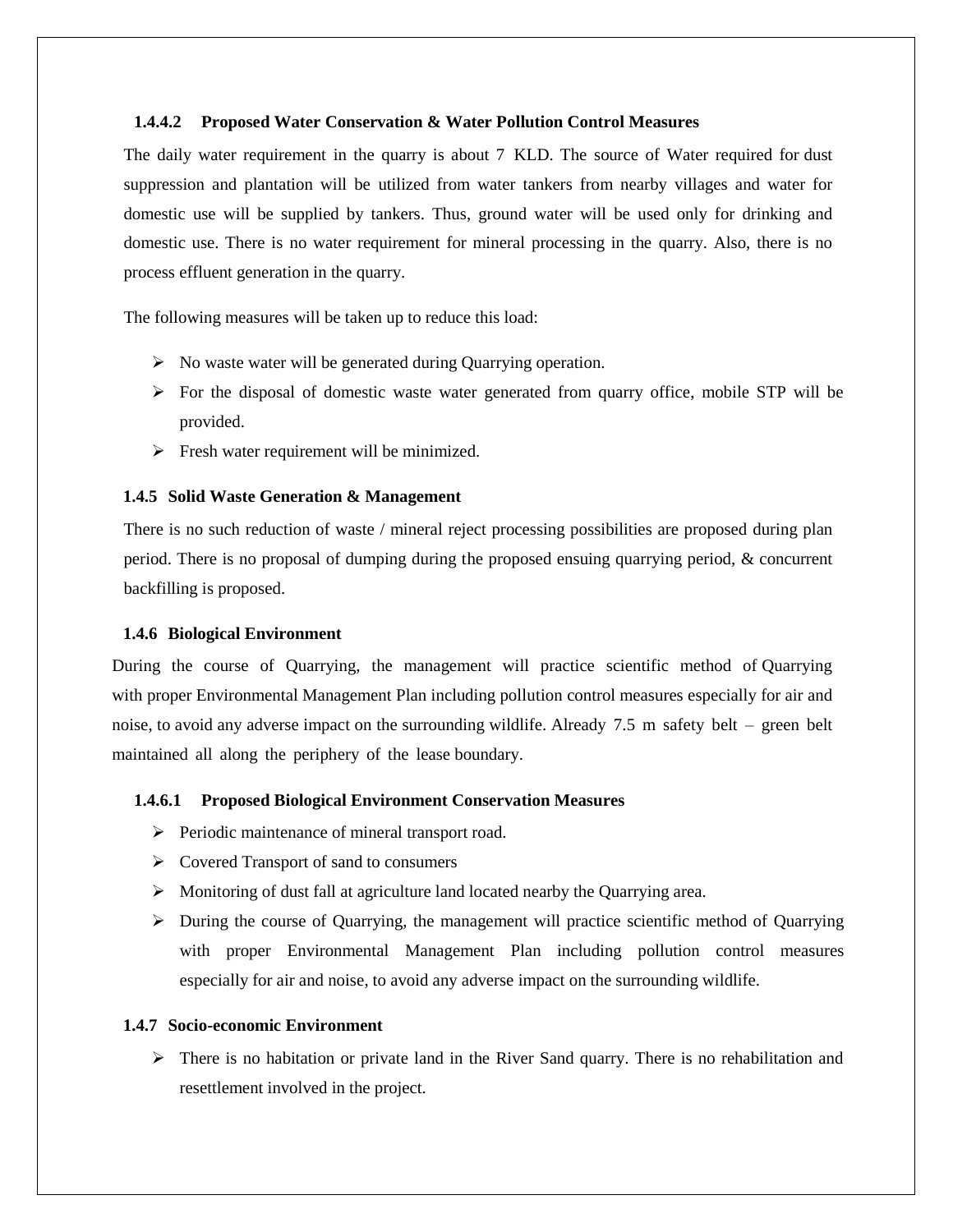#### 1.4.4.2 Proposed Water Conservation & Water Pollution Control Measures

The daily water requirement in the quarry is about 7 KLD. The source of Water required for dust suppression and plantation will be utilized from water tankers from nearby villages and water for domestic use will be supplied by tankers. Thus, ground water will be used only for drinking and domestic use. There is no water requirement for mineral processing in the quarry. Also, there is no process effluent generation in the quarry.

The following measures will be taken up to reduce this load:

- No waste water will be generated during Quarrying operation.
- For the disposal of domestic waste water generated from quarry office, mobile STP will be provided.
- Fresh water requirement will be minimized.

### 1.4.5 Solid Waste Generation & Management

There is no such reduction of waste / mineral reject processing possibilities are proposed during plan period. There is no proposal of dumping during the proposed ensuing quarrying period, & concurrent backfilling is proposed.

### 1.4.6 Biological Environment

During the course of Quarrying, the management will practice scientific method of Quarrying with proper Environmental Management Plan including pollution control measures especially for air and noise, to avoid any adverse impact on the surrounding wildlife. Already 7.5 m safety belt – green belt maintained all along the periphery of the lease boundary.

#### 1.4.6.1 Proposed Biological Environment Conservation Measures

- Periodic maintenance of mineral transport road.
- Covered Transport of sand to consumers
- Monitoring of dust fall at agriculture land located nearby the Quarrying area.
- During the course of Quarrying, the management will practice scientific method of Quarrying with proper Environmental Management Plan including pollution control measures especially for air and noise, to avoid any adverse impact on the surrounding wildlife.

### 1.4.7 Socio-economic Environment

- There is no habitation or private land in the River Sand quarry. There is no rehabilitation and resettlement involved in the project.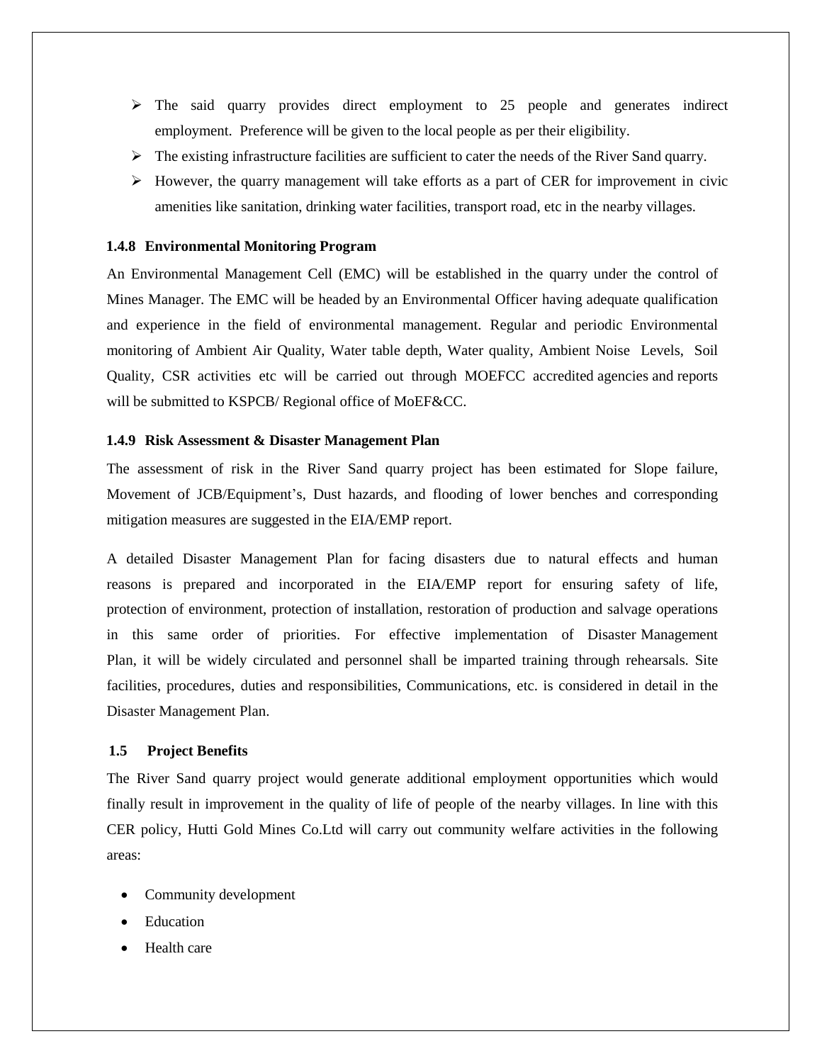- The said quarry provides direct employment to 25 people and generates indirect employment. Preference will be given to the local people as per their eligibility.
- The existing infrastructure facilities are sufficient to cater the needs of the River Sand quarry.
- However, the quarry management will take efforts as a part of CER for improvement in civic amenities like sanitation, drinking water facilities, transport road, etc in the nearby villages.

### 1.4.8 Environmental Monitoring Program

An Environmental Management Cell (EMC) will be established in the quarry under the control of Mines Manager. The EMC will be headed by an Environmental Officer having adequate qualification and experience in the field of environmental management. Regular and periodic Environmental monitoring of Ambient Air Quality, Water table depth, Water quality, Ambient Noise Levels, Soil Quality, CSR activities etc will be carried out through MOEFCC accredited agencies and reports will be submitted to KSPCB/ Regional office of MoEF&CC.

### 1.4.9 Risk Assessment & Disaster Management Plan

The assessment of risk in the River Sand quarry project has been estimated for Slope failure, Movement of JCB/Equipment's, Dust hazards, and flooding of lower benches and corresponding mitigation measures are suggested in the EIA/EMP report.

A detailed Disaster Management Plan for facing disasters due to natural effects and human reasons is prepared and incorporated in the EIA/EMP report for ensuring safety of life, protection of environment, protection of installation, restoration of production and salvage operations in this same order of priorities. For effective implementation of Disaster Management Plan, it will be widely circulated and personnel shall be imparted training through rehearsals. Site facilities, procedures, duties and responsibilities, Communications, etc. is considered in detail in the Disaster Management Plan.

## 1.5 Project Benefits

The River Sand quarry project would generate additional employment opportunities which would finally result in improvement in the quality of life of people of the nearby villages. In line with this CER policy, Hutti Gold Mines Co.Ltd will carry out community welfare activities in the following areas:

- Community development
- Education
- Health care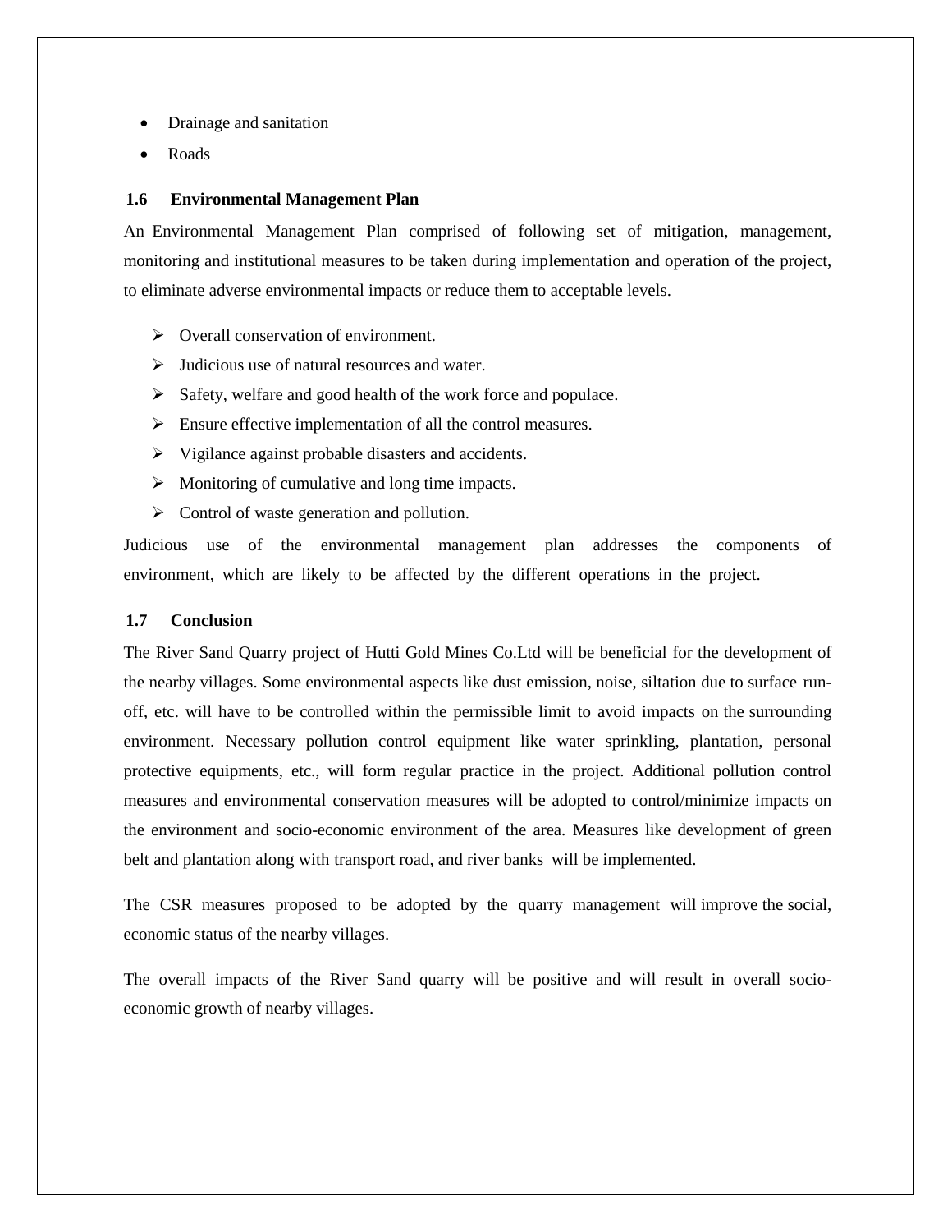- Drainage and sanitation
- Roads

### 1.6 Environmental Management Plan

An Environmental Management Plan comprised of following set of mitigation, management, monitoring and institutional measures to be taken during implementation and operation of the project, to eliminate adverse environmental impacts or reduce them to acceptable levels.

- Overall conservation of environment.
- Judicious use of natural resources and water.
- Safety, welfare and good health of the work force and populace.
- Ensure effective implementation of all the control measures.
- Vigilance against probable disasters and accidents.
- Monitoring of cumulative and long time impacts.
- Control of waste generation and pollution.

Judicious use of the environmental management plan addresses the components of environment, which are likely to be affected by the different operations in the project.

### 1.7 Conclusion

The River Sand Quarry project of Hutti Gold Mines Co.Ltd will be beneficial for the development of the nearby villages. Some environmental aspects like dust emission, noise, siltation due to surface run-off, etc. will have to be controlled within the permissible limit to avoid impacts on the surrounding environment. Necessary pollution control equipment like water sprinkling, plantation, personal protective equipments, etc., will form regular practice in the project. Additional pollution control measures and environmental conservation measures will be adopted to control/minimize impacts on the environment and socio-economic environment of the area. Measures like development of green belt and plantation along with transport road, and river banks will be implemented.

The CSR measures proposed to be adopted by the quarry management will improve the social, economic status of the nearby villages.

The overall impacts of the River Sand quarry will be positive and will result in overall socio-economic growth of nearby villages.